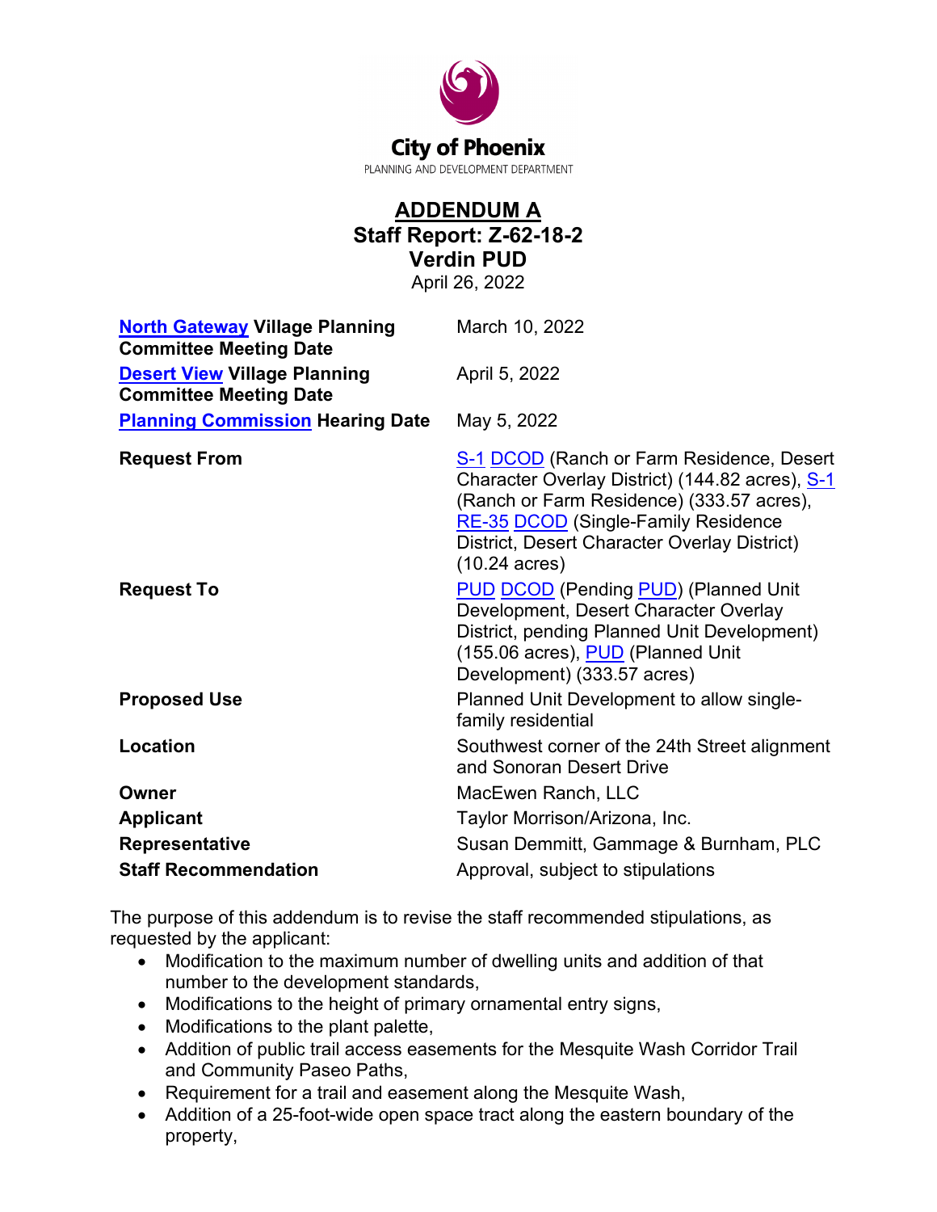City of Phoenix

PLANNING AND DEVELOPMENT DEPARTMENT

# ADDENDUM A
## Staff Report: Z-62-18-2
## Verdin PUD
April 26, 2022

| | |
|---|---|
| **North Gateway Village Planning Committee Meeting Date** | March 10, 2022 |
| **Desert View Village Planning Committee Meeting Date** | April 5, 2022 |
| **Planning Commission Hearing Date** | May 5, 2022 |
| **Request From** | S-1 DCOD (Ranch or Farm Residence, Desert Character Overlay District) (144.82 acres), S-1 (Ranch or Farm Residence) (333.57 acres), RE-35 DCOD (Single-Family Residence District, Desert Character Overlay District) (10.24 acres) |
| **Request To** | PUD DCOD (Pending PUD) (Planned Unit Development, Desert Character Overlay District, pending Planned Unit Development) (155.06 acres), PUD (Planned Unit Development) (333.57 acres) |
| **Proposed Use** | Planned Unit Development to allow single-family residential |
| **Location** | Southwest corner of the 24th Street alignment and Sonoran Desert Drive |
| **Owner** | MacEwen Ranch, LLC |
| **Applicant** | Taylor Morrison/Arizona, Inc. |
| **Representative** | Susan Demmitt, Gammage & Burnham, PLC |
| **Staff Recommendation** | Approval, subject to stipulations |

The purpose of this addendum is to revise the staff recommended stipulations, as requested by the applicant:

- Modification to the maximum number of dwelling units and addition of that number to the development standards,
- Modifications to the height of primary ornamental entry signs,
- Modifications to the plant palette,
- Addition of public trail access easements for the Mesquite Wash Corridor Trail and Community Paseo Paths,
- Requirement for a trail and easement along the Mesquite Wash,
- Addition of a 25-foot-wide open space tract along the eastern boundary of the property,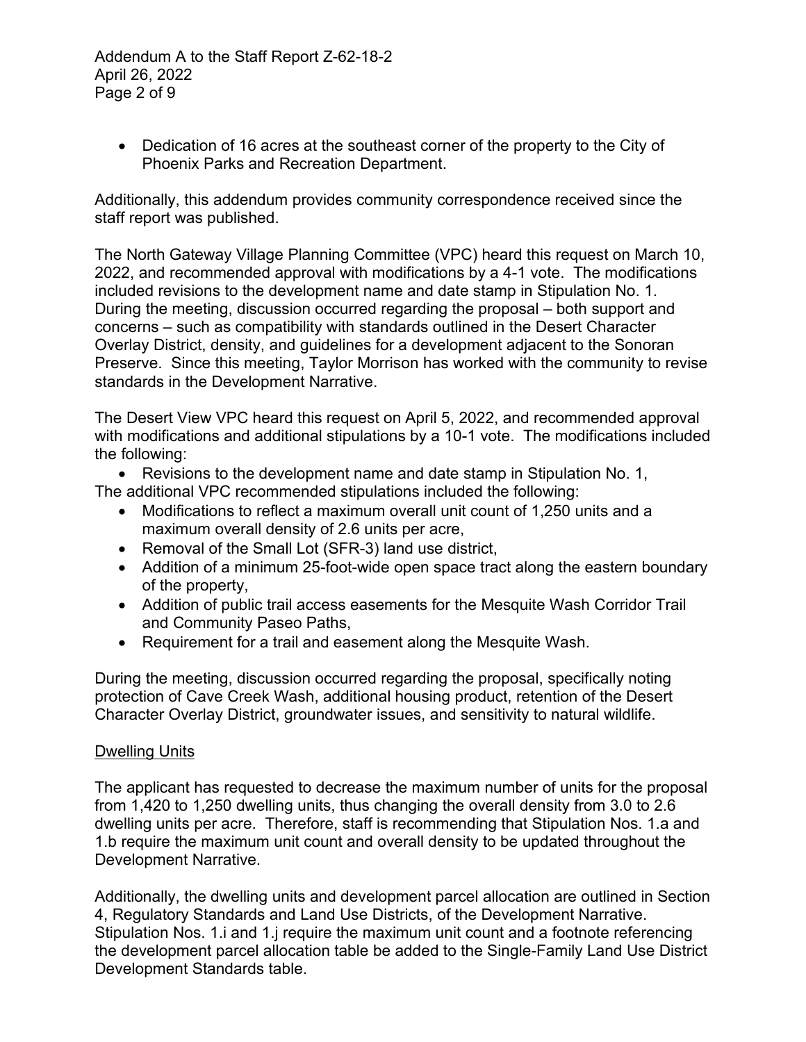- Dedication of 16 acres at the southeast corner of the property to the City of Phoenix Parks and Recreation Department.

Additionally, this addendum provides community correspondence received since the staff report was published.

The North Gateway Village Planning Committee (VPC) heard this request on March 10, 2022, and recommended approval with modifications by a 4-1 vote. The modifications included revisions to the development name and date stamp in Stipulation No. 1. During the meeting, discussion occurred regarding the proposal – both support and concerns – such as compatibility with standards outlined in the Desert Character Overlay District, density, and guidelines for a development adjacent to the Sonoran Preserve. Since this meeting, Taylor Morrison has worked with the community to revise standards in the Development Narrative.

The Desert View VPC heard this request on April 5, 2022, and recommended approval with modifications and additional stipulations by a 10-1 vote. The modifications included the following:

- Revisions to the development name and date stamp in Stipulation No. 1,

The additional VPC recommended stipulations included the following:

- Modifications to reflect a maximum overall unit count of 1,250 units and a maximum overall density of 2.6 units per acre,
- Removal of the Small Lot (SFR-3) land use district,
- Addition of a minimum 25-foot-wide open space tract along the eastern boundary of the property,
- Addition of public trail access easements for the Mesquite Wash Corridor Trail and Community Paseo Paths,
- Requirement for a trail and easement along the Mesquite Wash.

During the meeting, discussion occurred regarding the proposal, specifically noting protection of Cave Creek Wash, additional housing product, retention of the Desert Character Overlay District, groundwater issues, and sensitivity to natural wildlife.

## Dwelling Units

The applicant has requested to decrease the maximum number of units for the proposal from 1,420 to 1,250 dwelling units, thus changing the overall density from 3.0 to 2.6 dwelling units per acre. Therefore, staff is recommending that Stipulation Nos. 1.a and 1.b require the maximum unit count and overall density to be updated throughout the Development Narrative.

Additionally, the dwelling units and development parcel allocation are outlined in Section 4, Regulatory Standards and Land Use Districts, of the Development Narrative. Stipulation Nos. 1.i and 1.j require the maximum unit count and a footnote referencing the development parcel allocation table be added to the Single-Family Land Use District Development Standards table.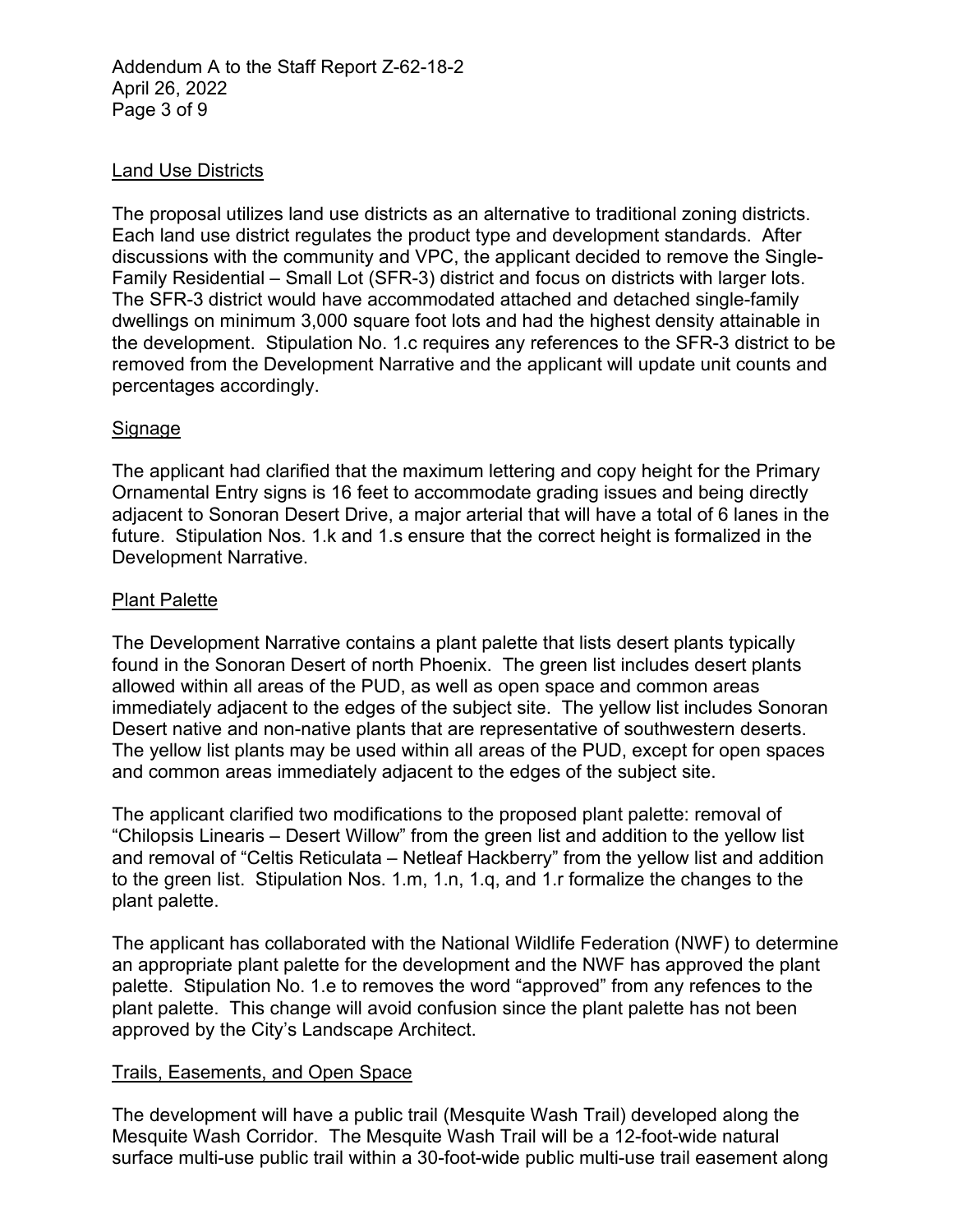## Land Use Districts

The proposal utilizes land use districts as an alternative to traditional zoning districts. Each land use district regulates the product type and development standards. After discussions with the community and VPC, the applicant decided to remove the Single-Family Residential – Small Lot (SFR-3) district and focus on districts with larger lots. The SFR-3 district would have accommodated attached and detached single-family dwellings on minimum 3,000 square foot lots and had the highest density attainable in the development. Stipulation No. 1.c requires any references to the SFR-3 district to be removed from the Development Narrative and the applicant will update unit counts and percentages accordingly.

## Signage

The applicant had clarified that the maximum lettering and copy height for the Primary Ornamental Entry signs is 16 feet to accommodate grading issues and being directly adjacent to Sonoran Desert Drive, a major arterial that will have a total of 6 lanes in the future. Stipulation Nos. 1.k and 1.s ensure that the correct height is formalized in the Development Narrative.

## Plant Palette

The Development Narrative contains a plant palette that lists desert plants typically found in the Sonoran Desert of north Phoenix. The green list includes desert plants allowed within all areas of the PUD, as well as open space and common areas immediately adjacent to the edges of the subject site. The yellow list includes Sonoran Desert native and non-native plants that are representative of southwestern deserts. The yellow list plants may be used within all areas of the PUD, except for open spaces and common areas immediately adjacent to the edges of the subject site.

The applicant clarified two modifications to the proposed plant palette: removal of "Chilopsis Linearis – Desert Willow" from the green list and addition to the yellow list and removal of "Celtis Reticulata – Netleaf Hackberry" from the yellow list and addition to the green list. Stipulation Nos. 1.m, 1.n, 1.q, and 1.r formalize the changes to the plant palette.

The applicant has collaborated with the National Wildlife Federation (NWF) to determine an appropriate plant palette for the development and the NWF has approved the plant palette. Stipulation No. 1.e to removes the word "approved" from any refences to the plant palette. This change will avoid confusion since the plant palette has not been approved by the City's Landscape Architect.

## Trails, Easements, and Open Space

The development will have a public trail (Mesquite Wash Trail) developed along the Mesquite Wash Corridor. The Mesquite Wash Trail will be a 12-foot-wide natural surface multi-use public trail within a 30-foot-wide public multi-use trail easement along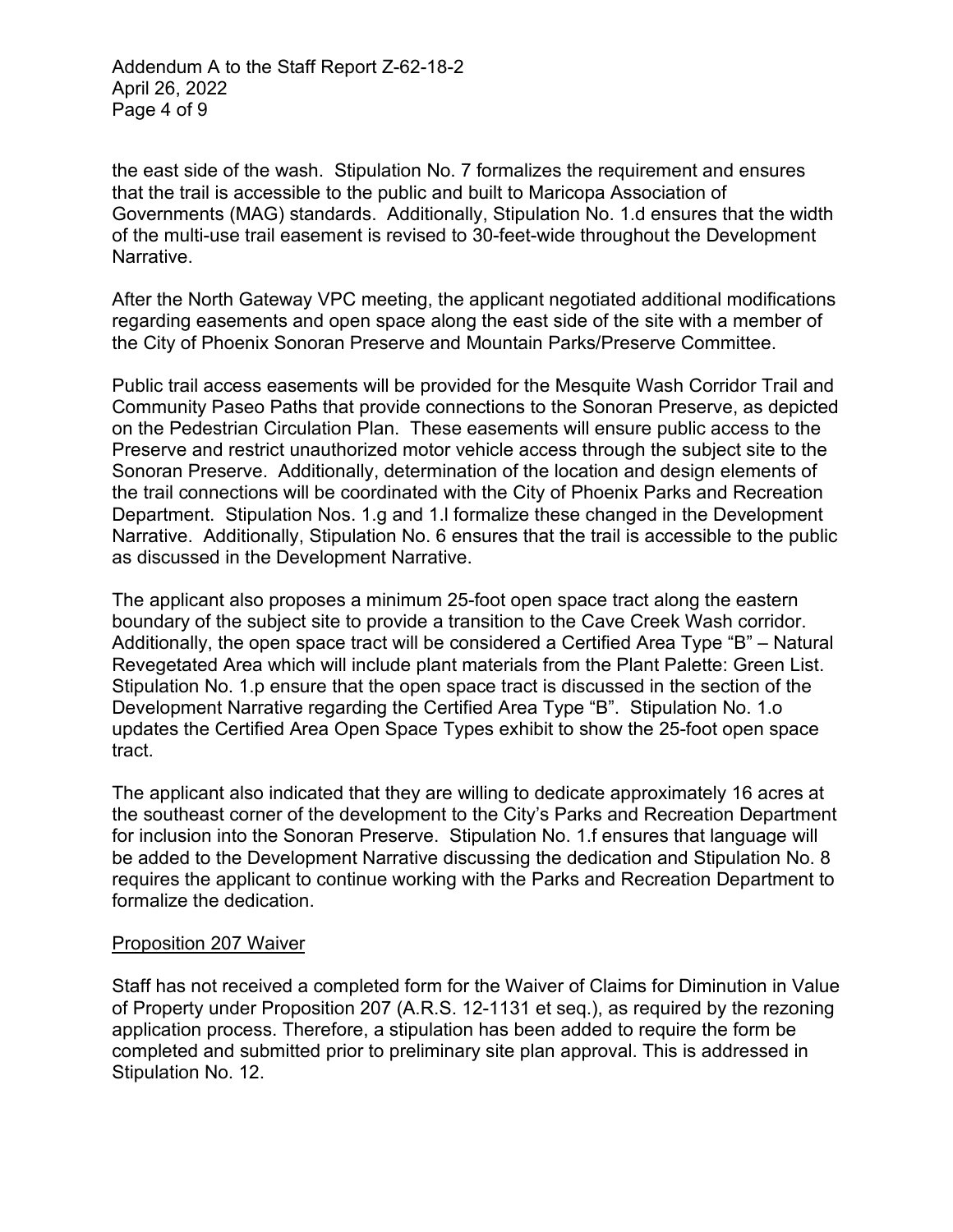the east side of the wash. Stipulation No. 7 formalizes the requirement and ensures that the trail is accessible to the public and built to Maricopa Association of Governments (MAG) standards. Additionally, Stipulation No. 1.d ensures that the width of the multi-use trail easement is revised to 30-feet-wide throughout the Development Narrative.

After the North Gateway VPC meeting, the applicant negotiated additional modifications regarding easements and open space along the east side of the site with a member of the City of Phoenix Sonoran Preserve and Mountain Parks/Preserve Committee.

Public trail access easements will be provided for the Mesquite Wash Corridor Trail and Community Paseo Paths that provide connections to the Sonoran Preserve, as depicted on the Pedestrian Circulation Plan. These easements will ensure public access to the Preserve and restrict unauthorized motor vehicle access through the subject site to the Sonoran Preserve. Additionally, determination of the location and design elements of the trail connections will be coordinated with the City of Phoenix Parks and Recreation Department. Stipulation Nos. 1.g and 1.l formalize these changed in the Development Narrative. Additionally, Stipulation No. 6 ensures that the trail is accessible to the public as discussed in the Development Narrative.

The applicant also proposes a minimum 25-foot open space tract along the eastern boundary of the subject site to provide a transition to the Cave Creek Wash corridor. Additionally, the open space tract will be considered a Certified Area Type "B" – Natural Revegetated Area which will include plant materials from the Plant Palette: Green List. Stipulation No. 1.p ensure that the open space tract is discussed in the section of the Development Narrative regarding the Certified Area Type "B". Stipulation No. 1.o updates the Certified Area Open Space Types exhibit to show the 25-foot open space tract.

The applicant also indicated that they are willing to dedicate approximately 16 acres at the southeast corner of the development to the City's Parks and Recreation Department for inclusion into the Sonoran Preserve. Stipulation No. 1.f ensures that language will be added to the Development Narrative discussing the dedication and Stipulation No. 8 requires the applicant to continue working with the Parks and Recreation Department to formalize the dedication.

## Proposition 207 Waiver

Staff has not received a completed form for the Waiver of Claims for Diminution in Value of Property under Proposition 207 (A.R.S. 12-1131 et seq.), as required by the rezoning application process. Therefore, a stipulation has been added to require the form be completed and submitted prior to preliminary site plan approval. This is addressed in Stipulation No. 12.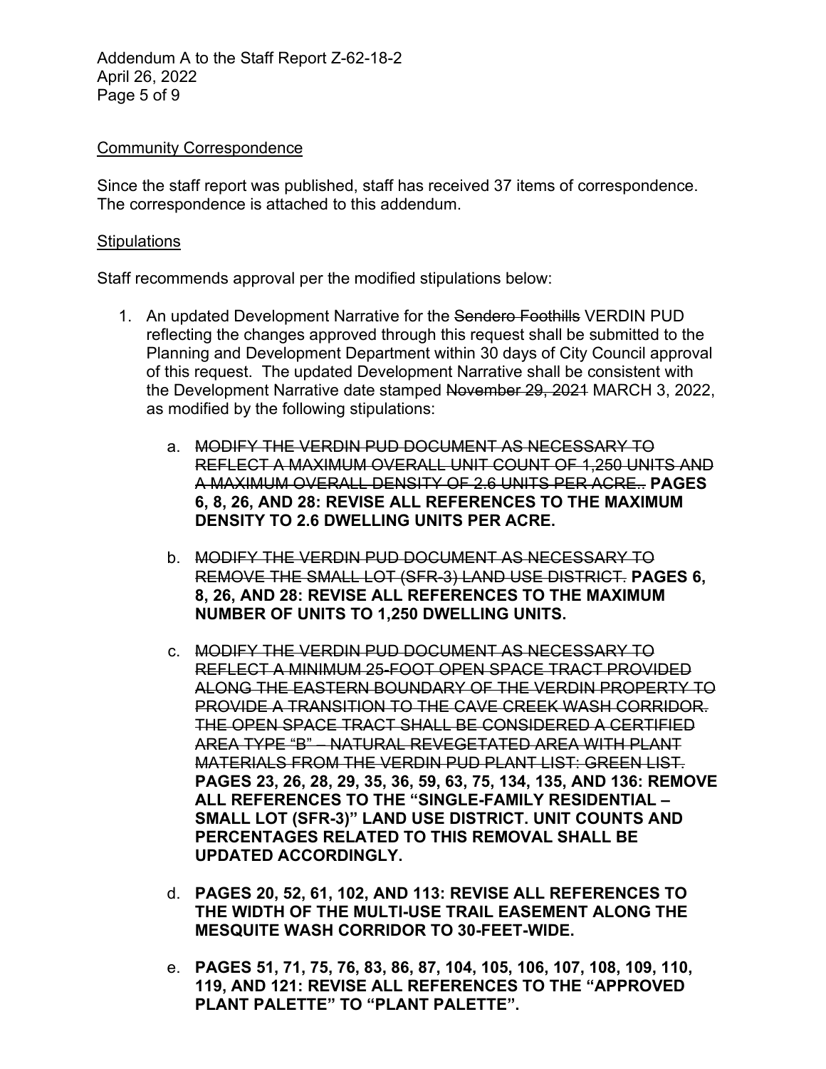Addendum A to the Staff Report Z-62-18-2
April 26, 2022

Community Correspondence

Since the staff report was published, staff has received 37 items of correspondence. The correspondence is attached to this addendum.

Stipulations

Staff recommends approval per the modified stipulations below:

1. An updated Development Narrative for the ~~Sendero Foothills~~ VERDIN PUD reflecting the changes approved through this request shall be submitted to the Planning and Development Department within 30 days of City Council approval of this request. The updated Development Narrative shall be consistent with the Development Narrative date stamped ~~November 29, 2021~~ MARCH 3, 2022, as modified by the following stipulations:

   a. ~~MODIFY THE VERDIN PUD DOCUMENT AS NECESSARY TO REFLECT A MAXIMUM OVERALL UNIT COUNT OF 1,250 UNITS AND A MAXIMUM OVERALL DENSITY OF 2.6 UNITS PER ACRE..~~ **PAGES 6, 8, 26, AND 28: REVISE ALL REFERENCES TO THE MAXIMUM DENSITY TO 2.6 DWELLING UNITS PER ACRE.**

   b. ~~MODIFY THE VERDIN PUD DOCUMENT AS NECESSARY TO REMOVE THE SMALL LOT (SFR-3) LAND USE DISTRICT.~~ **PAGES 6, 8, 26, AND 28: REVISE ALL REFERENCES TO THE MAXIMUM NUMBER OF UNITS TO 1,250 DWELLING UNITS.**

   c. ~~MODIFY THE VERDIN PUD DOCUMENT AS NECESSARY TO REFLECT A MINIMUM 25-FOOT OPEN SPACE TRACT PROVIDED ALONG THE EASTERN BOUNDARY OF THE VERDIN PROPERTY TO PROVIDE A TRANSITION TO THE CAVE CREEK WASH CORRIDOR. THE OPEN SPACE TRACT SHALL BE CONSIDERED A CERTIFIED AREA TYPE "B" – NATURAL REVEGETATED AREA WITH PLANT MATERIALS FROM THE VERDIN PUD PLANT LIST: GREEN LIST.~~ **PAGES 23, 26, 28, 29, 35, 36, 59, 63, 75, 134, 135, AND 136: REMOVE ALL REFERENCES TO THE "SINGLE-FAMILY RESIDENTIAL – SMALL LOT (SFR-3)" LAND USE DISTRICT. UNIT COUNTS AND PERCENTAGES RELATED TO THIS REMOVAL SHALL BE UPDATED ACCORDINGLY.**

   d. **PAGES 20, 52, 61, 102, AND 113: REVISE ALL REFERENCES TO THE WIDTH OF THE MULTI-USE TRAIL EASEMENT ALONG THE MESQUITE WASH CORRIDOR TO 30-FEET-WIDE.**

   e. **PAGES 51, 71, 75, 76, 83, 86, 87, 104, 105, 106, 107, 108, 109, 110, 119, AND 121: REVISE ALL REFERENCES TO THE "APPROVED PLANT PALETTE" TO "PLANT PALETTE".**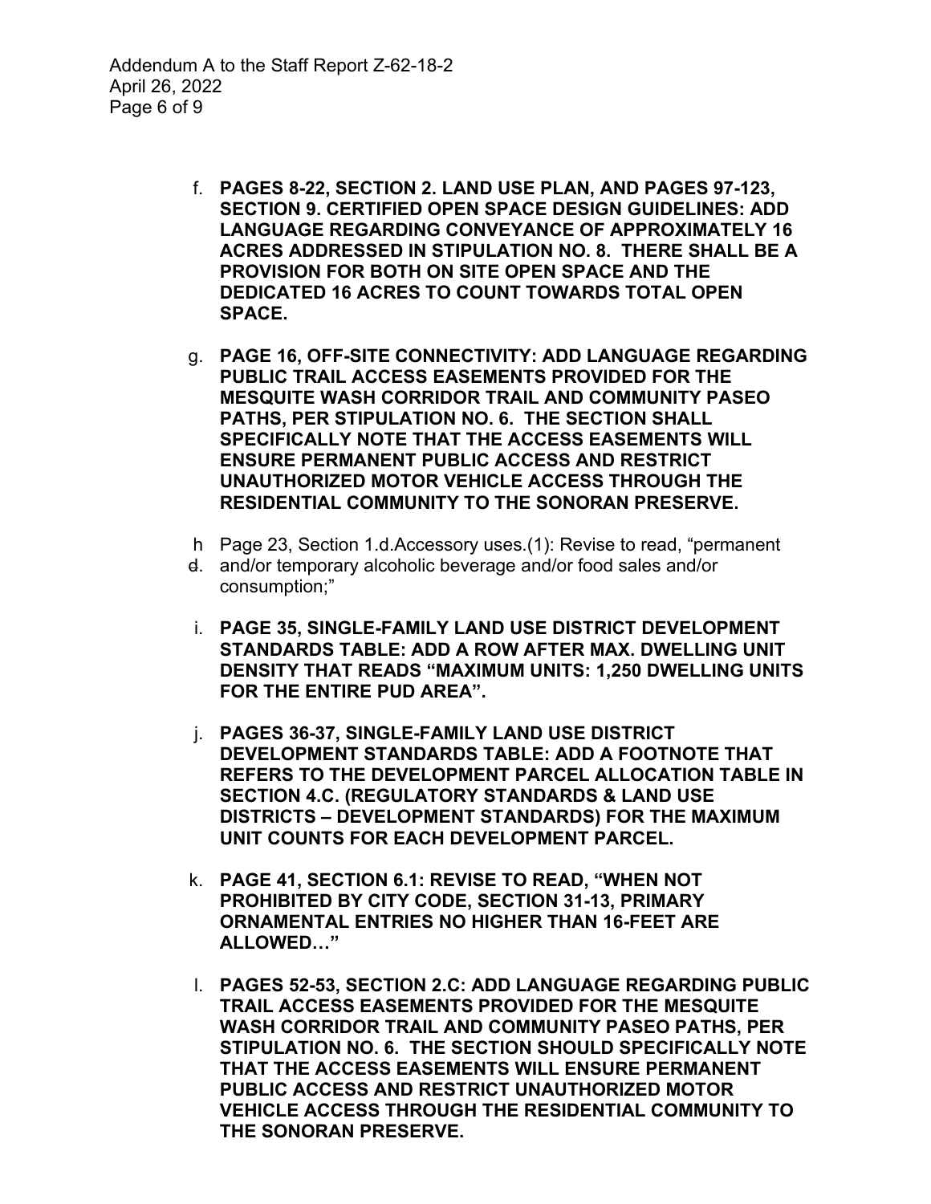f. **PAGES 8-22, SECTION 2. LAND USE PLAN, AND PAGES 97-123, SECTION 9. CERTIFIED OPEN SPACE DESIGN GUIDELINES: ADD LANGUAGE REGARDING CONVEYANCE OF APPROXIMATELY 16 ACRES ADDRESSED IN STIPULATION NO. 8. THERE SHALL BE A PROVISION FOR BOTH ON SITE OPEN SPACE AND THE DEDICATED 16 ACRES TO COUNT TOWARDS TOTAL OPEN SPACE.**

g. **PAGE 16, OFF-SITE CONNECTIVITY: ADD LANGUAGE REGARDING PUBLIC TRAIL ACCESS EASEMENTS PROVIDED FOR THE MESQUITE WASH CORRIDOR TRAIL AND COMMUNITY PASEO PATHS, PER STIPULATION NO. 6. THE SECTION SHALL SPECIFICALLY NOTE THAT THE ACCESS EASEMENTS WILL ENSURE PERMANENT PUBLIC ACCESS AND RESTRICT UNAUTHORIZED MOTOR VEHICLE ACCESS THROUGH THE RESIDENTIAL COMMUNITY TO THE SONORAN PRESERVE.**

h ~~d.~~ Page 23, Section 1.d.Accessory uses.(1): Revise to read, "permanent and/or temporary alcoholic beverage and/or food sales and/or consumption;"

i. **PAGE 35, SINGLE-FAMILY LAND USE DISTRICT DEVELOPMENT STANDARDS TABLE: ADD A ROW AFTER MAX. DWELLING UNIT DENSITY THAT READS "MAXIMUM UNITS: 1,250 DWELLING UNITS FOR THE ENTIRE PUD AREA".**

j. **PAGES 36-37, SINGLE-FAMILY LAND USE DISTRICT DEVELOPMENT STANDARDS TABLE: ADD A FOOTNOTE THAT REFERS TO THE DEVELOPMENT PARCEL ALLOCATION TABLE IN SECTION 4.C. (REGULATORY STANDARDS & LAND USE DISTRICTS – DEVELOPMENT STANDARDS) FOR THE MAXIMUM UNIT COUNTS FOR EACH DEVELOPMENT PARCEL.**

k. **PAGE 41, SECTION 6.1: REVISE TO READ, "WHEN NOT PROHIBITED BY CITY CODE, SECTION 31-13, PRIMARY ORNAMENTAL ENTRIES NO HIGHER THAN 16-FEET ARE ALLOWED…"**

l. **PAGES 52-53, SECTION 2.C: ADD LANGUAGE REGARDING PUBLIC TRAIL ACCESS EASEMENTS PROVIDED FOR THE MESQUITE WASH CORRIDOR TRAIL AND COMMUNITY PASEO PATHS, PER STIPULATION NO. 6. THE SECTION SHOULD SPECIFICALLY NOTE THAT THE ACCESS EASEMENTS WILL ENSURE PERMANENT PUBLIC ACCESS AND RESTRICT UNAUTHORIZED MOTOR VEHICLE ACCESS THROUGH THE RESIDENTIAL COMMUNITY TO THE SONORAN PRESERVE.**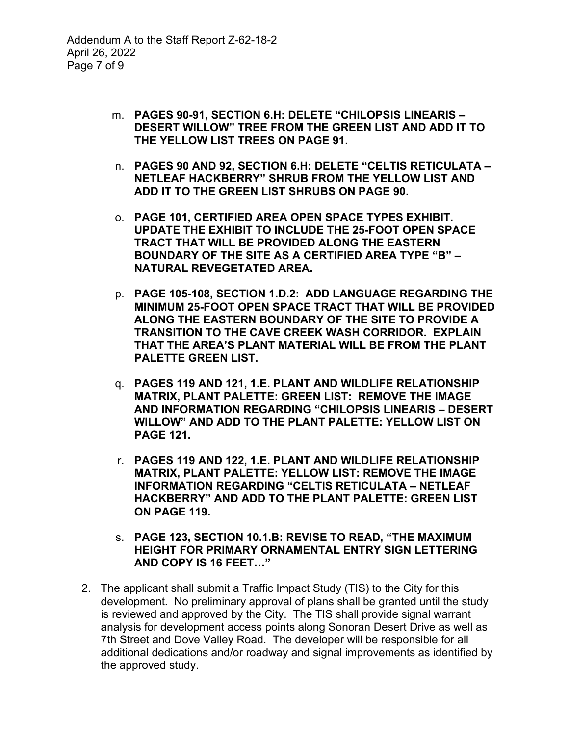m. **PAGES 90-91, SECTION 6.H: DELETE "CHILOPSIS LINEARIS – DESERT WILLOW" TREE FROM THE GREEN LIST AND ADD IT TO THE YELLOW LIST TREES ON PAGE 91.**

n. **PAGES 90 AND 92, SECTION 6.H: DELETE "CELTIS RETICULATA – NETLEAF HACKBERRY" SHRUB FROM THE YELLOW LIST AND ADD IT TO THE GREEN LIST SHRUBS ON PAGE 90.**

o. **PAGE 101, CERTIFIED AREA OPEN SPACE TYPES EXHIBIT. UPDATE THE EXHIBIT TO INCLUDE THE 25-FOOT OPEN SPACE TRACT THAT WILL BE PROVIDED ALONG THE EASTERN BOUNDARY OF THE SITE AS A CERTIFIED AREA TYPE "B" – NATURAL REVEGETATED AREA.**

p. **PAGE 105-108, SECTION 1.D.2: ADD LANGUAGE REGARDING THE MINIMUM 25-FOOT OPEN SPACE TRACT THAT WILL BE PROVIDED ALONG THE EASTERN BOUNDARY OF THE SITE TO PROVIDE A TRANSITION TO THE CAVE CREEK WASH CORRIDOR. EXPLAIN THAT THE AREA'S PLANT MATERIAL WILL BE FROM THE PLANT PALETTE GREEN LIST.**

q. **PAGES 119 AND 121, 1.E. PLANT AND WILDLIFE RELATIONSHIP MATRIX, PLANT PALETTE: GREEN LIST: REMOVE THE IMAGE AND INFORMATION REGARDING "CHILOPSIS LINEARIS – DESERT WILLOW" AND ADD TO THE PLANT PALETTE: YELLOW LIST ON PAGE 121.**

r. **PAGES 119 AND 122, 1.E. PLANT AND WILDLIFE RELATIONSHIP MATRIX, PLANT PALETTE: YELLOW LIST: REMOVE THE IMAGE INFORMATION REGARDING "CELTIS RETICULATA – NETLEAF HACKBERRY" AND ADD TO THE PLANT PALETTE: GREEN LIST ON PAGE 119.**

s. **PAGE 123, SECTION 10.1.B: REVISE TO READ, "THE MAXIMUM HEIGHT FOR PRIMARY ORNAMENTAL ENTRY SIGN LETTERING AND COPY IS 16 FEET…"**

2. The applicant shall submit a Traffic Impact Study (TIS) to the City for this development. No preliminary approval of plans shall be granted until the study is reviewed and approved by the City. The TIS shall provide signal warrant analysis for development access points along Sonoran Desert Drive as well as 7th Street and Dove Valley Road. The developer will be responsible for all additional dedications and/or roadway and signal improvements as identified by the approved study.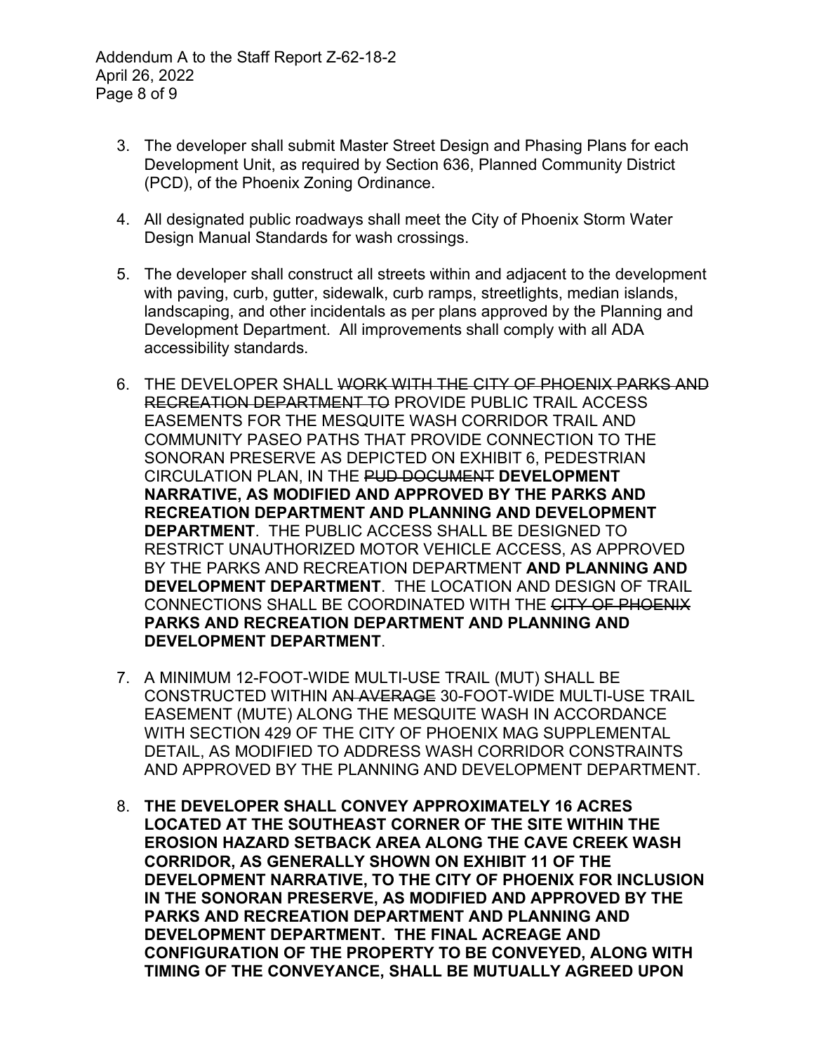3. The developer shall submit Master Street Design and Phasing Plans for each Development Unit, as required by Section 636, Planned Community District (PCD), of the Phoenix Zoning Ordinance.

4. All designated public roadways shall meet the City of Phoenix Storm Water Design Manual Standards for wash crossings.

5. The developer shall construct all streets within and adjacent to the development with paving, curb, gutter, sidewalk, curb ramps, streetlights, median islands, landscaping, and other incidentals as per plans approved by the Planning and Development Department. All improvements shall comply with all ADA accessibility standards.

6. THE DEVELOPER SHALL ~~WORK WITH THE CITY OF PHOENIX PARKS AND RECREATION DEPARTMENT TO~~ PROVIDE PUBLIC TRAIL ACCESS EASEMENTS FOR THE MESQUITE WASH CORRIDOR TRAIL AND COMMUNITY PASEO PATHS THAT PROVIDE CONNECTION TO THE SONORAN PRESERVE AS DEPICTED ON EXHIBIT 6, PEDESTRIAN CIRCULATION PLAN, IN THE ~~PUD DOCUMENT~~ **DEVELOPMENT NARRATIVE, AS MODIFIED AND APPROVED BY THE PARKS AND RECREATION DEPARTMENT AND PLANNING AND DEVELOPMENT DEPARTMENT**. THE PUBLIC ACCESS SHALL BE DESIGNED TO RESTRICT UNAUTHORIZED MOTOR VEHICLE ACCESS, AS APPROVED BY THE PARKS AND RECREATION DEPARTMENT **AND PLANNING AND DEVELOPMENT DEPARTMENT**. THE LOCATION AND DESIGN OF TRAIL CONNECTIONS SHALL BE COORDINATED WITH THE ~~CITY OF PHOENIX~~ **PARKS AND RECREATION DEPARTMENT AND PLANNING AND DEVELOPMENT DEPARTMENT**.

7. A MINIMUM 12-FOOT-WIDE MULTI-USE TRAIL (MUT) SHALL BE CONSTRUCTED WITHIN A~~N AVERAGE~~ 30-FOOT-WIDE MULTI-USE TRAIL EASEMENT (MUTE) ALONG THE MESQUITE WASH IN ACCORDANCE WITH SECTION 429 OF THE CITY OF PHOENIX MAG SUPPLEMENTAL DETAIL, AS MODIFIED TO ADDRESS WASH CORRIDOR CONSTRAINTS AND APPROVED BY THE PLANNING AND DEVELOPMENT DEPARTMENT.

8. **THE DEVELOPER SHALL CONVEY APPROXIMATELY 16 ACRES LOCATED AT THE SOUTHEAST CORNER OF THE SITE WITHIN THE EROSION HAZARD SETBACK AREA ALONG THE CAVE CREEK WASH CORRIDOR, AS GENERALLY SHOWN ON EXHIBIT 11 OF THE DEVELOPMENT NARRATIVE, TO THE CITY OF PHOENIX FOR INCLUSION IN THE SONORAN PRESERVE, AS MODIFIED AND APPROVED BY THE PARKS AND RECREATION DEPARTMENT AND PLANNING AND DEVELOPMENT DEPARTMENT. THE FINAL ACREAGE AND CONFIGURATION OF THE PROPERTY TO BE CONVEYED, ALONG WITH TIMING OF THE CONVEYANCE, SHALL BE MUTUALLY AGREED UPON**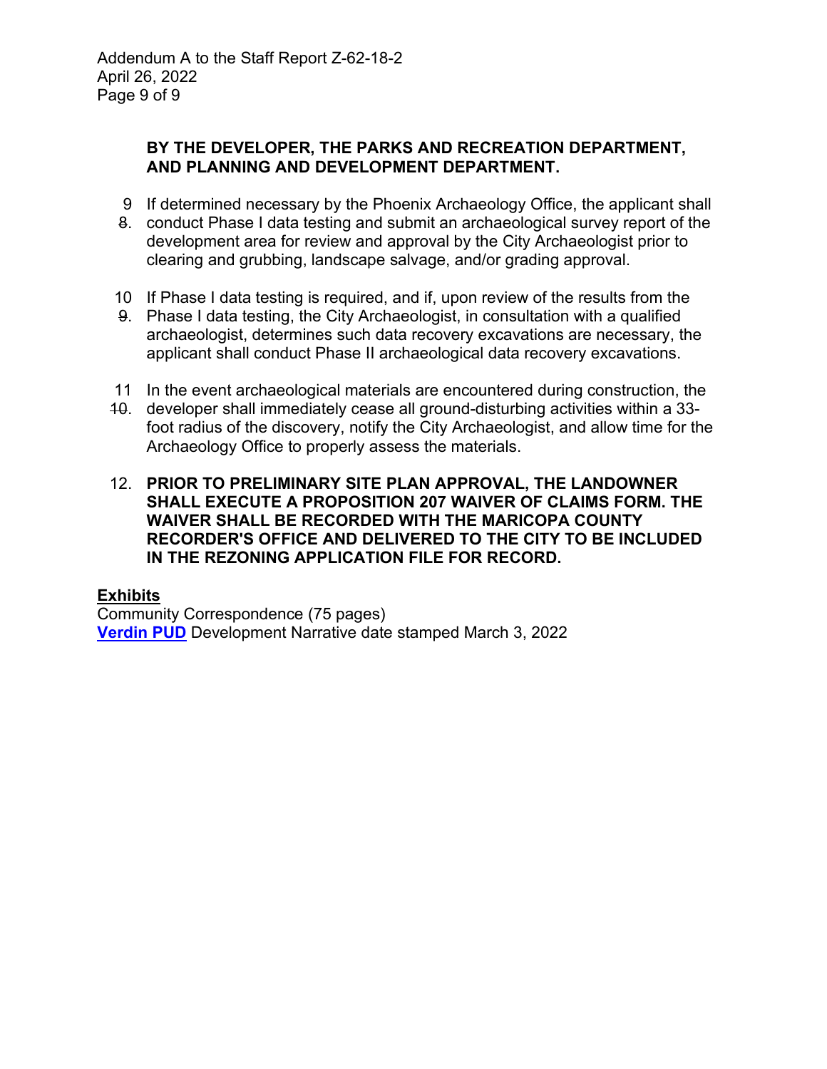**BY THE DEVELOPER, THE PARKS AND RECREATION DEPARTMENT, AND PLANNING AND DEVELOPMENT DEPARTMENT.**

9 ~~8~~. If determined necessary by the Phoenix Archaeology Office, the applicant shall conduct Phase I data testing and submit an archaeological survey report of the development area for review and approval by the City Archaeologist prior to clearing and grubbing, landscape salvage, and/or grading approval.

10 ~~9~~. If Phase I data testing is required, and if, upon review of the results from the Phase I data testing, the City Archaeologist, in consultation with a qualified archaeologist, determines such data recovery excavations are necessary, the applicant shall conduct Phase II archaeological data recovery excavations.

11 ~~10~~. In the event archaeological materials are encountered during construction, the developer shall immediately cease all ground-disturbing activities within a 33-foot radius of the discovery, notify the City Archaeologist, and allow time for the Archaeology Office to properly assess the materials.

12. **PRIOR TO PRELIMINARY SITE PLAN APPROVAL, THE LANDOWNER SHALL EXECUTE A PROPOSITION 207 WAIVER OF CLAIMS FORM. THE WAIVER SHALL BE RECORDED WITH THE MARICOPA COUNTY RECORDER'S OFFICE AND DELIVERED TO THE CITY TO BE INCLUDED IN THE REZONING APPLICATION FILE FOR RECORD.**

**Exhibits**

Community Correspondence (75 pages)
**Verdin PUD** Development Narrative date stamped March 3, 2022